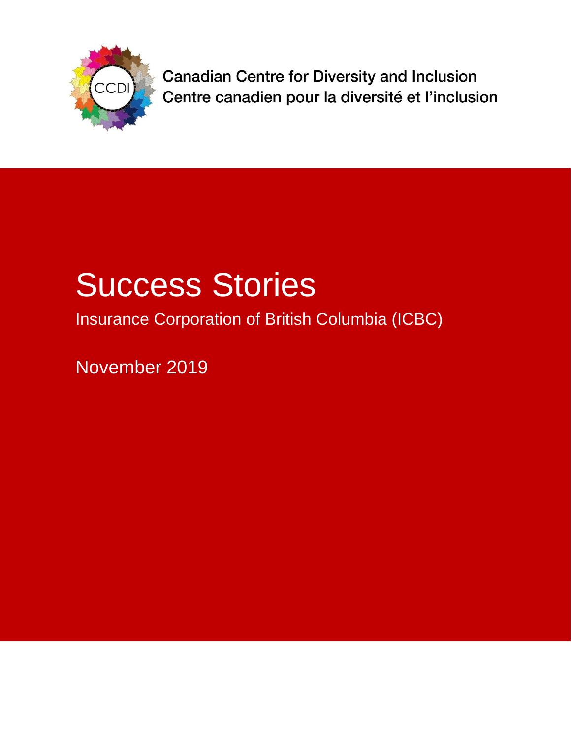Canadian Centre for Diversity and Inclusion
Centre canadien pour la diversité et l'inclusion

# Success Stories

Insurance Corporation of British Columbia (ICBC)

November 2019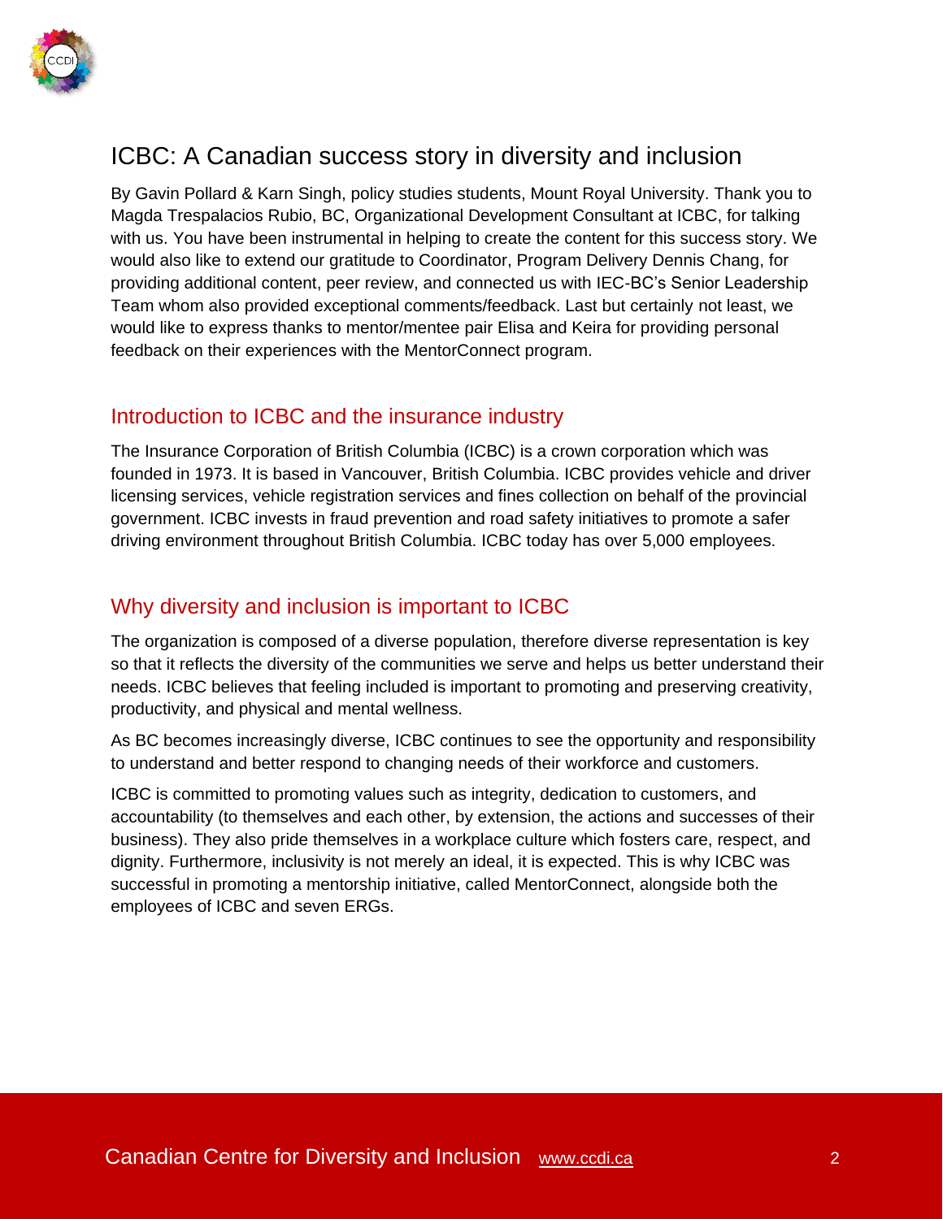# ICBC: A Canadian success story in diversity and inclusion

By Gavin Pollard & Karn Singh, policy studies students, Mount Royal University. Thank you to Magda Trespalacios Rubio, BC, Organizational Development Consultant at ICBC, for talking with us. You have been instrumental in helping to create the content for this success story. We would also like to extend our gratitude to Coordinator, Program Delivery Dennis Chang, for providing additional content, peer review, and connected us with IEC-BC's Senior Leadership Team whom also provided exceptional comments/feedback. Last but certainly not least, we would like to express thanks to mentor/mentee pair Elisa and Keira for providing personal feedback on their experiences with the MentorConnect program.

## Introduction to ICBC and the insurance industry

The Insurance Corporation of British Columbia (ICBC) is a crown corporation which was founded in 1973. It is based in Vancouver, British Columbia. ICBC provides vehicle and driver licensing services, vehicle registration services and fines collection on behalf of the provincial government. ICBC invests in fraud prevention and road safety initiatives to promote a safer driving environment throughout British Columbia. ICBC today has over 5,000 employees.

## Why diversity and inclusion is important to ICBC

The organization is composed of a diverse population, therefore diverse representation is key so that it reflects the diversity of the communities we serve and helps us better understand their needs. ICBC believes that feeling included is important to promoting and preserving creativity, productivity, and physical and mental wellness.

As BC becomes increasingly diverse, ICBC continues to see the opportunity and responsibility to understand and better respond to changing needs of their workforce and customers.

ICBC is committed to promoting values such as integrity, dedication to customers, and accountability (to themselves and each other, by extension, the actions and successes of their business). They also pride themselves in a workplace culture which fosters care, respect, and dignity. Furthermore, inclusivity is not merely an ideal, it is expected. This is why ICBC was successful in promoting a mentorship initiative, called MentorConnect, alongside both the employees of ICBC and seven ERGs.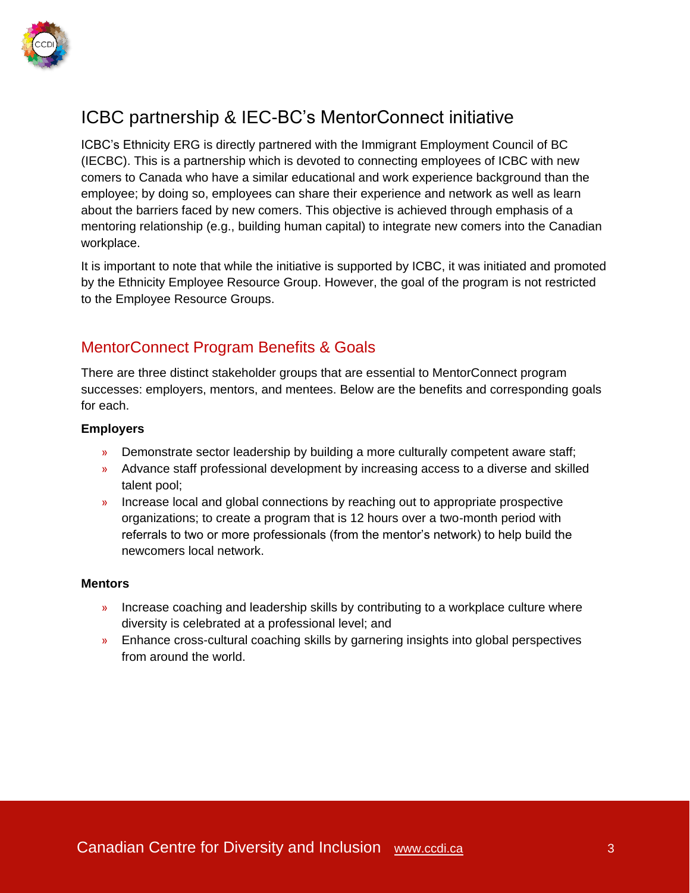# ICBC partnership & IEC-BC's MentorConnect initiative

ICBC's Ethnicity ERG is directly partnered with the Immigrant Employment Council of BC (IECBC). This is a partnership which is devoted to connecting employees of ICBC with new comers to Canada who have a similar educational and work experience background than the employee; by doing so, employees can share their experience and network as well as learn about the barriers faced by new comers. This objective is achieved through emphasis of a mentoring relationship (e.g., building human capital) to integrate new comers into the Canadian workplace.

It is important to note that while the initiative is supported by ICBC, it was initiated and promoted by the Ethnicity Employee Resource Group. However, the goal of the program is not restricted to the Employee Resource Groups.

## MentorConnect Program Benefits & Goals

There are three distinct stakeholder groups that are essential to MentorConnect program successes: employers, mentors, and mentees. Below are the benefits and corresponding goals for each.

**Employers**

- Demonstrate sector leadership by building a more culturally competent aware staff;
- Advance staff professional development by increasing access to a diverse and skilled talent pool;
- Increase local and global connections by reaching out to appropriate prospective organizations; to create a program that is 12 hours over a two-month period with referrals to two or more professionals (from the mentor's network) to help build the newcomers local network.

**Mentors**

- Increase coaching and leadership skills by contributing to a workplace culture where diversity is celebrated at a professional level; and
- Enhance cross-cultural coaching skills by garnering insights into global perspectives from around the world.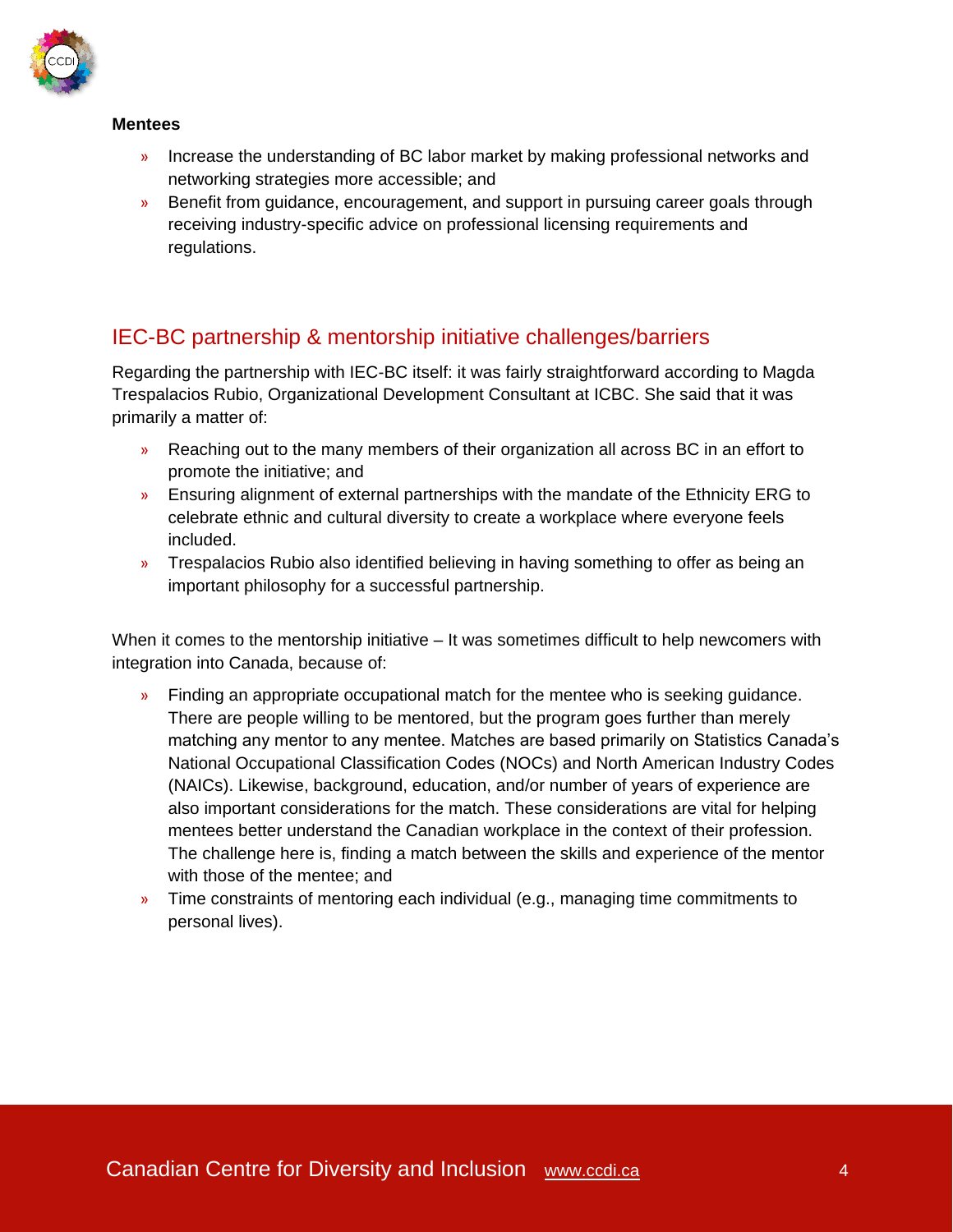**Mentees**

- Increase the understanding of BC labor market by making professional networks and networking strategies more accessible; and
- Benefit from guidance, encouragement, and support in pursuing career goals through receiving industry-specific advice on professional licensing requirements and regulations.

## IEC-BC partnership & mentorship initiative challenges/barriers

Regarding the partnership with IEC-BC itself: it was fairly straightforward according to Magda Trespalacios Rubio, Organizational Development Consultant at ICBC. She said that it was primarily a matter of:

- Reaching out to the many members of their organization all across BC in an effort to promote the initiative; and
- Ensuring alignment of external partnerships with the mandate of the Ethnicity ERG to celebrate ethnic and cultural diversity to create a workplace where everyone feels included.
- Trespalacios Rubio also identified believing in having something to offer as being an important philosophy for a successful partnership.

When it comes to the mentorship initiative – It was sometimes difficult to help newcomers with integration into Canada, because of:

- Finding an appropriate occupational match for the mentee who is seeking guidance. There are people willing to be mentored, but the program goes further than merely matching any mentor to any mentee. Matches are based primarily on Statistics Canada's National Occupational Classification Codes (NOCs) and North American Industry Codes (NAICs). Likewise, background, education, and/or number of years of experience are also important considerations for the match. These considerations are vital for helping mentees better understand the Canadian workplace in the context of their profession. The challenge here is, finding a match between the skills and experience of the mentor with those of the mentee; and
- Time constraints of mentoring each individual (e.g., managing time commitments to personal lives).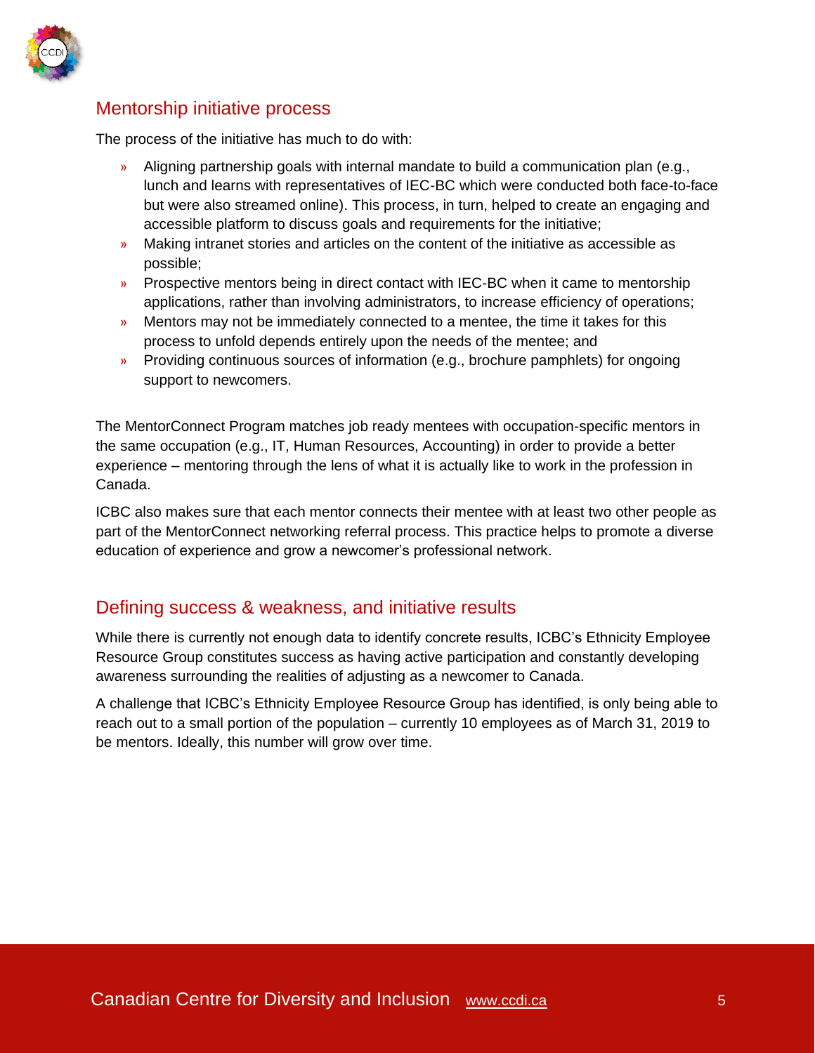## Mentorship initiative process

The process of the initiative has much to do with:

- Aligning partnership goals with internal mandate to build a communication plan (e.g., lunch and learns with representatives of IEC-BC which were conducted both face-to-face but were also streamed online). This process, in turn, helped to create an engaging and accessible platform to discuss goals and requirements for the initiative;
- Making intranet stories and articles on the content of the initiative as accessible as possible;
- Prospective mentors being in direct contact with IEC-BC when it came to mentorship applications, rather than involving administrators, to increase efficiency of operations;
- Mentors may not be immediately connected to a mentee, the time it takes for this process to unfold depends entirely upon the needs of the mentee; and
- Providing continuous sources of information (e.g., brochure pamphlets) for ongoing support to newcomers.

The MentorConnect Program matches job ready mentees with occupation-specific mentors in the same occupation (e.g., IT, Human Resources, Accounting) in order to provide a better experience – mentoring through the lens of what it is actually like to work in the profession in Canada.

ICBC also makes sure that each mentor connects their mentee with at least two other people as part of the MentorConnect networking referral process. This practice helps to promote a diverse education of experience and grow a newcomer's professional network.

## Defining success & weakness, and initiative results

While there is currently not enough data to identify concrete results, ICBC's Ethnicity Employee Resource Group constitutes success as having active participation and constantly developing awareness surrounding the realities of adjusting as a newcomer to Canada.

A challenge that ICBC's Ethnicity Employee Resource Group has identified, is only being able to reach out to a small portion of the population – currently 10 employees as of March 31, 2019 to be mentors. Ideally, this number will grow over time.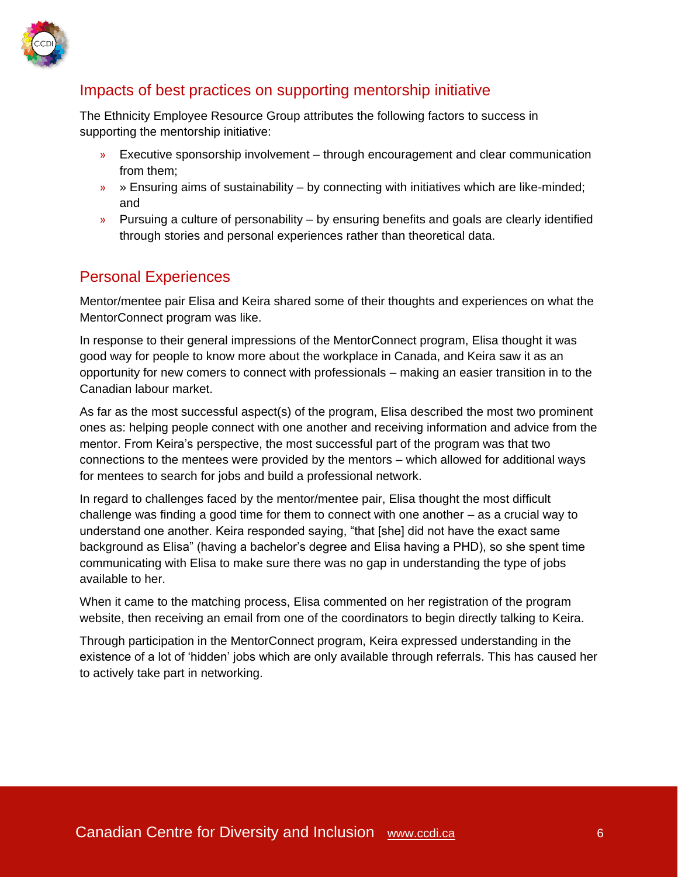## Impacts of best practices on supporting mentorship initiative

The Ethnicity Employee Resource Group attributes the following factors to success in supporting the mentorship initiative:

- Executive sponsorship involvement – through encouragement and clear communication from them;
- » Ensuring aims of sustainability – by connecting with initiatives which are like-minded; and
- Pursuing a culture of personability – by ensuring benefits and goals are clearly identified through stories and personal experiences rather than theoretical data.

## Personal Experiences

Mentor/mentee pair Elisa and Keira shared some of their thoughts and experiences on what the MentorConnect program was like.

In response to their general impressions of the MentorConnect program, Elisa thought it was good way for people to know more about the workplace in Canada, and Keira saw it as an opportunity for new comers to connect with professionals – making an easier transition in to the Canadian labour market.

As far as the most successful aspect(s) of the program, Elisa described the most two prominent ones as: helping people connect with one another and receiving information and advice from the mentor. From Keira's perspective, the most successful part of the program was that two connections to the mentees were provided by the mentors – which allowed for additional ways for mentees to search for jobs and build a professional network.

In regard to challenges faced by the mentor/mentee pair, Elisa thought the most difficult challenge was finding a good time for them to connect with one another – as a crucial way to understand one another. Keira responded saying, "that [she] did not have the exact same background as Elisa" (having a bachelor's degree and Elisa having a PHD), so she spent time communicating with Elisa to make sure there was no gap in understanding the type of jobs available to her.

When it came to the matching process, Elisa commented on her registration of the program website, then receiving an email from one of the coordinators to begin directly talking to Keira.

Through participation in the MentorConnect program, Keira expressed understanding in the existence of a lot of 'hidden' jobs which are only available through referrals. This has caused her to actively take part in networking.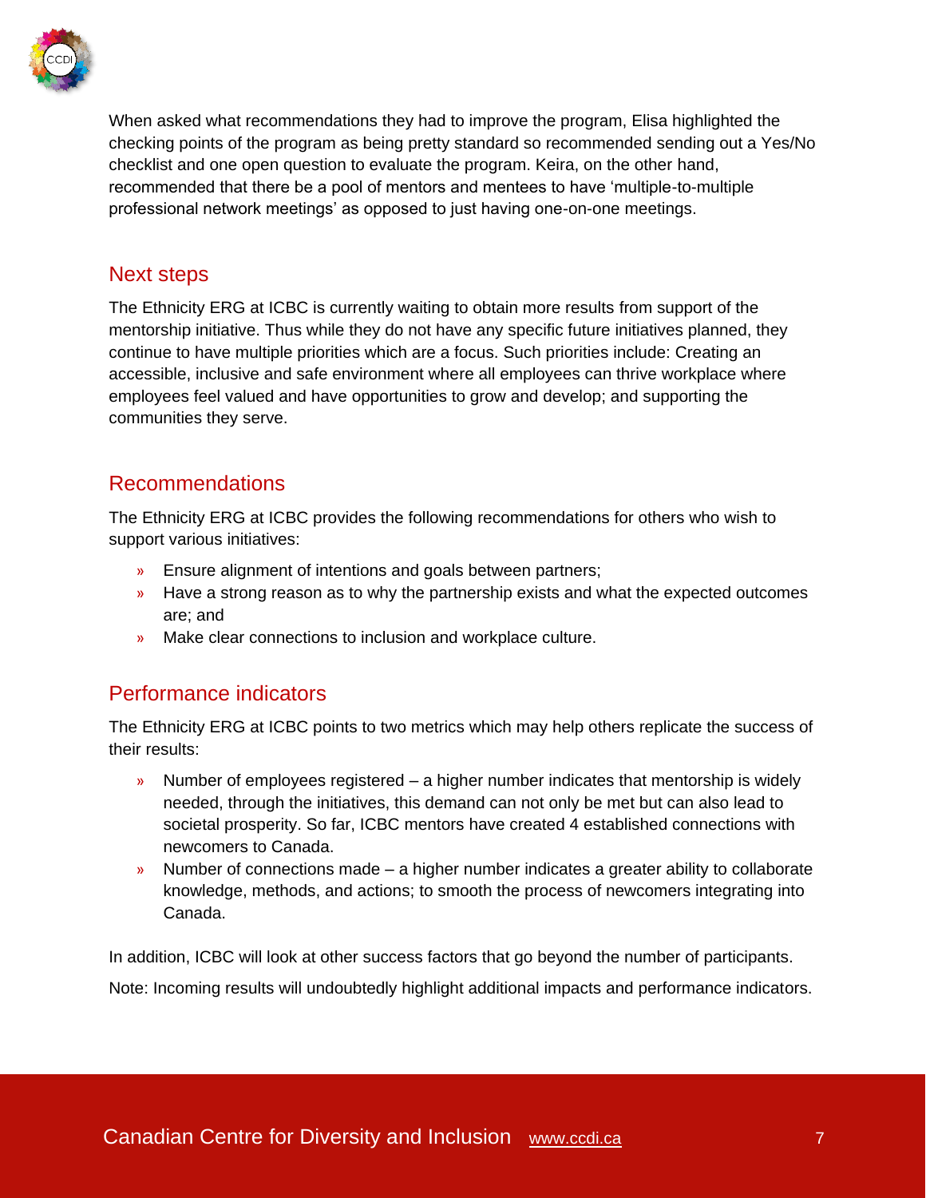When asked what recommendations they had to improve the program, Elisa highlighted the checking points of the program as being pretty standard so recommended sending out a Yes/No checklist and one open question to evaluate the program. Keira, on the other hand, recommended that there be a pool of mentors and mentees to have 'multiple-to-multiple professional network meetings' as opposed to just having one-on-one meetings.

## Next steps

The Ethnicity ERG at ICBC is currently waiting to obtain more results from support of the mentorship initiative. Thus while they do not have any specific future initiatives planned, they continue to have multiple priorities which are a focus. Such priorities include: Creating an accessible, inclusive and safe environment where all employees can thrive workplace where employees feel valued and have opportunities to grow and develop; and supporting the communities they serve.

## Recommendations

The Ethnicity ERG at ICBC provides the following recommendations for others who wish to support various initiatives:

- Ensure alignment of intentions and goals between partners;
- Have a strong reason as to why the partnership exists and what the expected outcomes are; and
- Make clear connections to inclusion and workplace culture.

## Performance indicators

The Ethnicity ERG at ICBC points to two metrics which may help others replicate the success of their results:

- Number of employees registered – a higher number indicates that mentorship is widely needed, through the initiatives, this demand can not only be met but can also lead to societal prosperity. So far, ICBC mentors have created 4 established connections with newcomers to Canada.
- Number of connections made – a higher number indicates a greater ability to collaborate knowledge, methods, and actions; to smooth the process of newcomers integrating into Canada.

In addition, ICBC will look at other success factors that go beyond the number of participants.

Note: Incoming results will undoubtedly highlight additional impacts and performance indicators.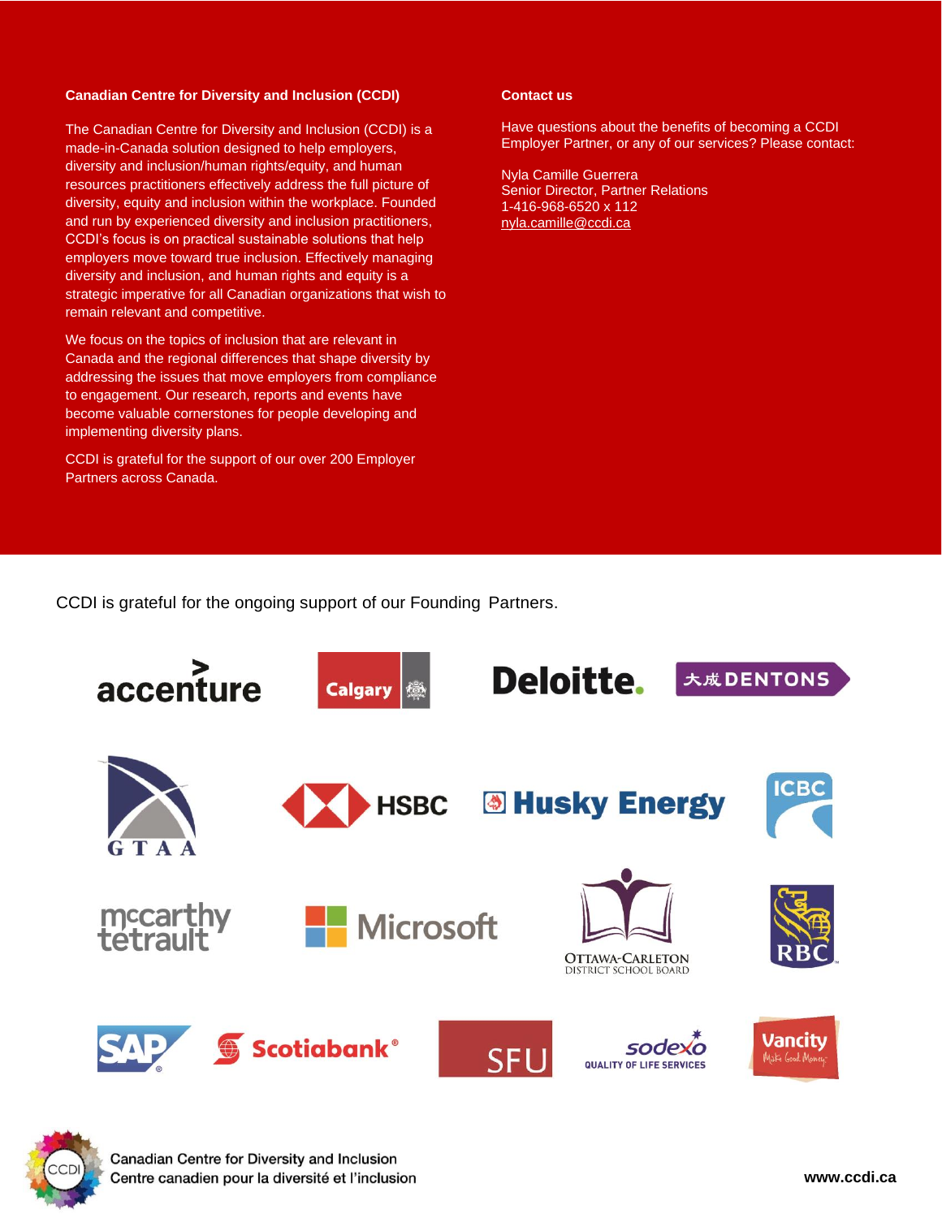**Canadian Centre for Diversity and Inclusion (CCDI)**

The Canadian Centre for Diversity and Inclusion (CCDI) is a made-in-Canada solution designed to help employers, diversity and inclusion/human rights/equity, and human resources practitioners effectively address the full picture of diversity, equity and inclusion within the workplace. Founded and run by experienced diversity and inclusion practitioners, CCDI's focus is on practical sustainable solutions that help employers move toward true inclusion. Effectively managing diversity and inclusion, and human rights and equity is a strategic imperative for all Canadian organizations that wish to remain relevant and competitive.

We focus on the topics of inclusion that are relevant in Canada and the regional differences that shape diversity by addressing the issues that move employers from compliance to engagement. Our research, reports and events have become valuable cornerstones for people developing and implementing diversity plans.

CCDI is grateful for the support of our over 200 Employer Partners across Canada.

**Contact us**

Have questions about the benefits of becoming a CCDI Employer Partner, or any of our services? Please contact:

Nyla Camille Guerrera
Senior Director, Partner Relations
1-416-968-6520 x 112
nyla.camille@ccdi.ca

CCDI is grateful for the ongoing support of our Founding Partners.

accenture
Calgary
Deloitte.
大成 DENTONS
GTAA
HSBC
Husky Energy
ICBC
mccarthy tetrault
Microsoft
Ottawa-Carleton District School Board
RBC
SAP
Scotiabank
SFU
sodexo QUALITY OF LIFE SERVICES
Vancity Make Good Money

Canadian Centre for Diversity and Inclusion
Centre canadien pour la diversité et l'inclusion

www.ccdi.ca